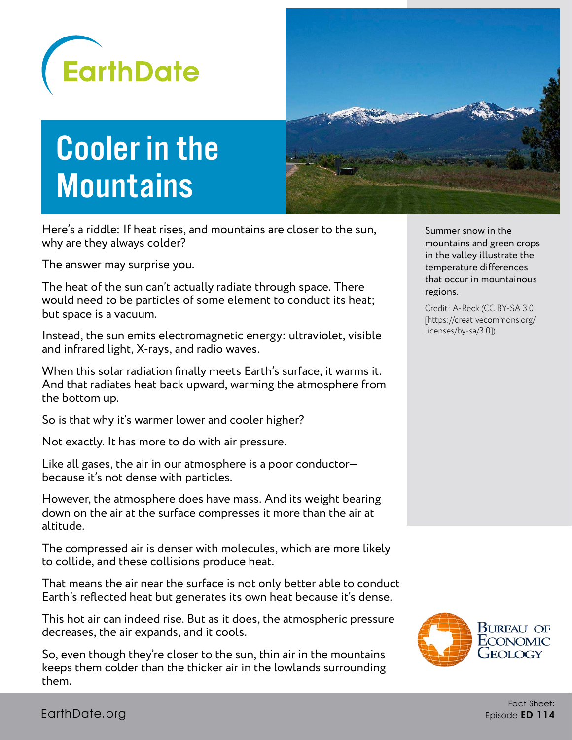EarthDate

# Cooler in the Mountains

Here's a riddle: If heat rises, and mountains are closer to the sun, why are they always colder?

The answer may surprise you.

The heat of the sun can't actually radiate through space. There would need to be particles of some element to conduct its heat; but space is a vacuum.

Instead, the sun emits electromagnetic energy: ultraviolet, visible and infrared light, X-rays, and radio waves.

When this solar radiation finally meets Earth's surface, it warms it. And that radiates heat back upward, warming the atmosphere from the bottom up.

So is that why it's warmer lower and cooler higher?

Not exactly. It has more to do with air pressure.

Like all gases, the air in our atmosphere is a poor conductor—because it's not dense with particles.

However, the atmosphere does have mass. And its weight bearing down on the air at the surface compresses it more than the air at altitude.

The compressed air is denser with molecules, which are more likely to collide, and these collisions produce heat.

That means the air near the surface is not only better able to conduct Earth's reflected heat but generates its own heat because it's dense.

This hot air can indeed rise. But as it does, the atmospheric pressure decreases, the air expands, and it cools.

So, even though they're closer to the sun, thin air in the mountains keeps them colder than the thicker air in the lowlands surrounding them.

Summer snow in the mountains and green crops in the valley illustrate the temperature differences that occur in mountainous regions.

Credit: A-Reck (CC BY-SA 3.0 [https://creativecommons.org/licenses/by-sa/3.0])

Bureau of Economic Geology

EarthDate.org

Fact Sheet: Episode **ED 114**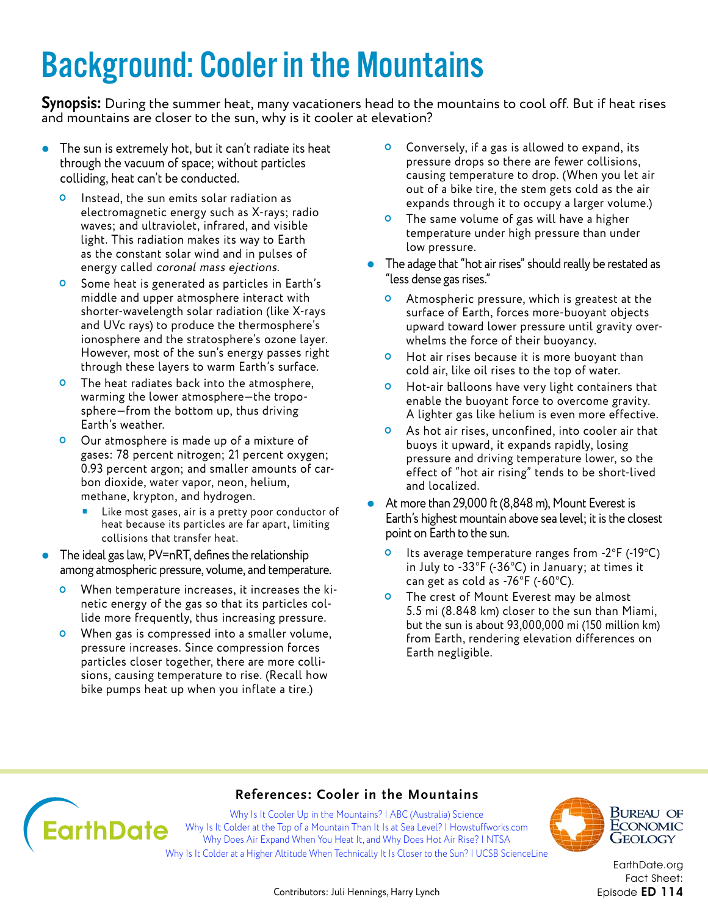# Background: Cooler in the Mountains

**Synopsis:** During the summer heat, many vacationers head to the mountains to cool off. But if heat rises and mountains are closer to the sun, why is it cooler at elevation?

- The sun is extremely hot, but it can't radiate its heat through the vacuum of space; without particles colliding, heat can't be conducted.
  - Instead, the sun emits solar radiation as electromagnetic energy such as X-rays; radio waves; and ultraviolet, infrared, and visible light. This radiation makes its way to Earth as the constant solar wind and in pulses of energy called *coronal mass ejections*.
  - Some heat is generated as particles in Earth's middle and upper atmosphere interact with shorter-wavelength solar radiation (like X-rays and UVc rays) to produce the thermosphere's ionosphere and the stratosphere's ozone layer. However, most of the sun's energy passes right through these layers to warm Earth's surface.
  - The heat radiates back into the atmosphere, warming the lower atmosphere—the troposphere—from the bottom up, thus driving Earth's weather.
  - Our atmosphere is made up of a mixture of gases: 78 percent nitrogen; 21 percent oxygen; 0.93 percent argon; and smaller amounts of carbon dioxide, water vapor, neon, helium, methane, krypton, and hydrogen.
    - Like most gases, air is a pretty poor conductor of heat because its particles are far apart, limiting collisions that transfer heat.
- The ideal gas law, $PV=nRT$, defines the relationship among atmospheric pressure, volume, and temperature.
  - When temperature increases, it increases the kinetic energy of the gas so that its particles collide more frequently, thus increasing pressure.
  - When gas is compressed into a smaller volume, pressure increases. Since compression forces particles closer together, there are more collisions, causing temperature to rise. (Recall how bike pumps heat up when you inflate a tire.)
  - Conversely, if a gas is allowed to expand, its pressure drops so there are fewer collisions, causing temperature to drop. (When you let air out of a bike tire, the stem gets cold as the air expands through it to occupy a larger volume.)
  - The same volume of gas will have a higher temperature under high pressure than under low pressure.
- The adage that "hot air rises" should really be restated as "less dense gas rises."
  - Atmospheric pressure, which is greatest at the surface of Earth, forces more-buoyant objects upward toward lower pressure until gravity overwhelms the force of their buoyancy.
  - Hot air rises because it is more buoyant than cold air, like oil rises to the top of water.
  - Hot-air balloons have very light containers that enable the buoyant force to overcome gravity. A lighter gas like helium is even more effective.
  - As hot air rises, unconfined, into cooler air that buoys it upward, it expands rapidly, losing pressure and driving temperature lower, so the effect of "hot air rising" tends to be short-lived and localized.
- At more than 29,000 ft (8,848 m), Mount Everest is Earth's highest mountain above sea level; it is the closest point on Earth to the sun.
  - Its average temperature ranges from -2°F (-19°C) in July to -33°F (-36°C) in January; at times it can get as cold as -76°F (-60°C).
  - The crest of Mount Everest may be almost 5.5 mi (8.848 km) closer to the sun than Miami, but the sun is about 93,000,000 mi (150 million km) from Earth, rendering elevation differences on Earth negligible.

**References: Cooler in the Mountains**

Why Is It Cooler Up in the Mountains? | ABC (Australia) Science
Why Is It Colder at the Top of a Mountain Than It Is at Sea Level? | Howstuffworks.com
Why Does Air Expand When You Heat It, and Why Does Hot Air Rise? | NTSA
Why Is It Colder at a Higher Altitude When Technically It Is Closer to the Sun? | UCSB ScienceLine

Contributors: Juli Hennings, Harry Lynch

EarthDate.org
Fact Sheet:
Episode **ED 114**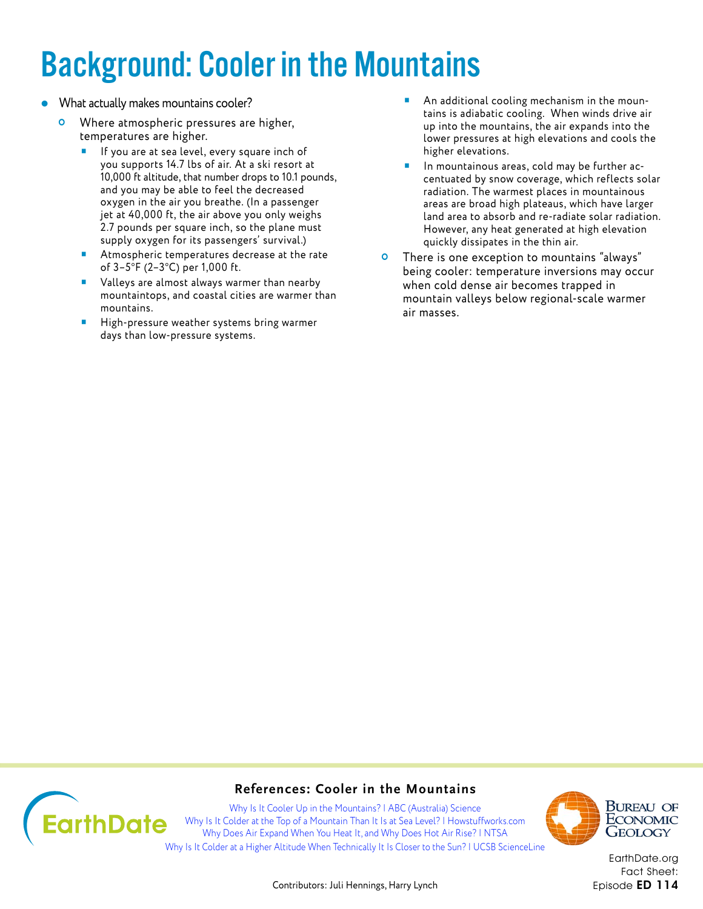# Background: Cooler in the Mountains

- What actually makes mountains cooler?
  - Where atmospheric pressures are higher, temperatures are higher.
    - If you are at sea level, every square inch of you supports 14.7 lbs of air. At a ski resort at 10,000 ft altitude, that number drops to 10.1 pounds, and you may be able to feel the decreased oxygen in the air you breathe. (In a passenger jet at 40,000 ft, the air above you only weighs 2.7 pounds per square inch, so the plane must supply oxygen for its passengers' survival.)
    - Atmospheric temperatures decrease at the rate of 3–5°F (2–3°C) per 1,000 ft.
    - Valleys are almost always warmer than nearby mountaintops, and coastal cities are warmer than mountains.
    - High-pressure weather systems bring warmer days than low-pressure systems.
    - An additional cooling mechanism in the mountains is adiabatic cooling. When winds drive air up into the mountains, the air expands into the lower pressures at high elevations and cools the higher elevations.
    - In mountainous areas, cold may be further accentuated by snow coverage, which reflects solar radiation. The warmest places in mountainous areas are broad high plateaus, which have larger land area to absorb and re-radiate solar radiation. However, any heat generated at high elevation quickly dissipates in the thin air.
  - There is one exception to mountains "always" being cooler: temperature inversions may occur when cold dense air becomes trapped in mountain valleys below regional-scale warmer air masses.

## References: Cooler in the Mountains

Why Is It Cooler Up in the Mountains? | ABC (Australia) Science
Why Is It Colder at the Top of a Mountain Than It Is at Sea Level? | Howstuffworks.com
Why Does Air Expand When You Heat It, and Why Does Hot Air Rise? | NTSA
Why Is It Colder at a Higher Altitude When Technically It Is Closer to the Sun? | UCSB ScienceLine

Contributors: Juli Hennings, Harry Lynch

EarthDate

Bureau of Economic Geology

EarthDate.org
Fact Sheet:
Episode **ED 114**